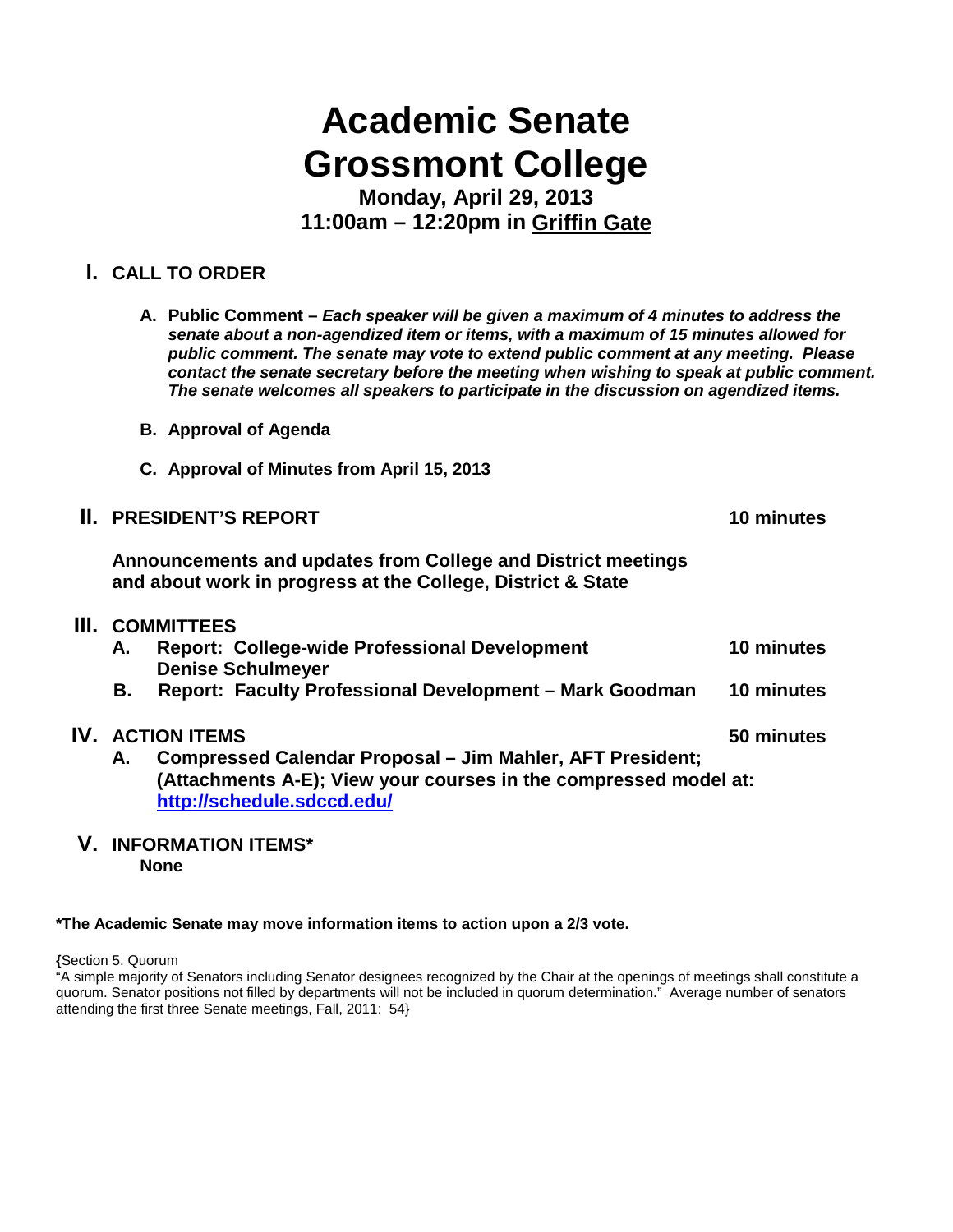# Academic Senate
# Grossmont College

**Monday, April 29, 2013**
**11:00am – 12:20pm in Griffin Gate**

## I. CALL TO ORDER

A. **Public Comment –** ***Each speaker will be given a maximum of 4 minutes to address the senate about a non-agendized item or items, with a maximum of 15 minutes allowed for public comment. The senate may vote to extend public comment at any meeting. Please contact the senate secretary before the meeting when wishing to speak at public comment. The senate welcomes all speakers to participate in the discussion on agendized items.***

B. **Approval of Agenda**

C. **Approval of Minutes from April 15, 2013**

## II. PRESIDENT'S REPORT — 10 minutes

**Announcements and updates from College and District meetings and about work in progress at the College, District & State**

## III. COMMITTEES

A. **Report: College-wide Professional Development – Denise Schulmeyer** — **10 minutes**

B. **Report: Faculty Professional Development – Mark Goodman** — **10 minutes**

## IV. ACTION ITEMS — 50 minutes

A. **Compressed Calendar Proposal – Jim Mahler, AFT President; (Attachments A-E); View your courses in the compressed model at: http://schedule.sdccd.edu/**

## V. INFORMATION ITEMS*

**None**

**\*The Academic Senate may move information items to action upon a 2/3 vote.**

{Section 5. Quorum
"A simple majority of Senators including Senator designees recognized by the Chair at the openings of meetings shall constitute a quorum. Senator positions not filled by departments will not be included in quorum determination." Average number of senators attending the first three Senate meetings, Fall, 2011: 54}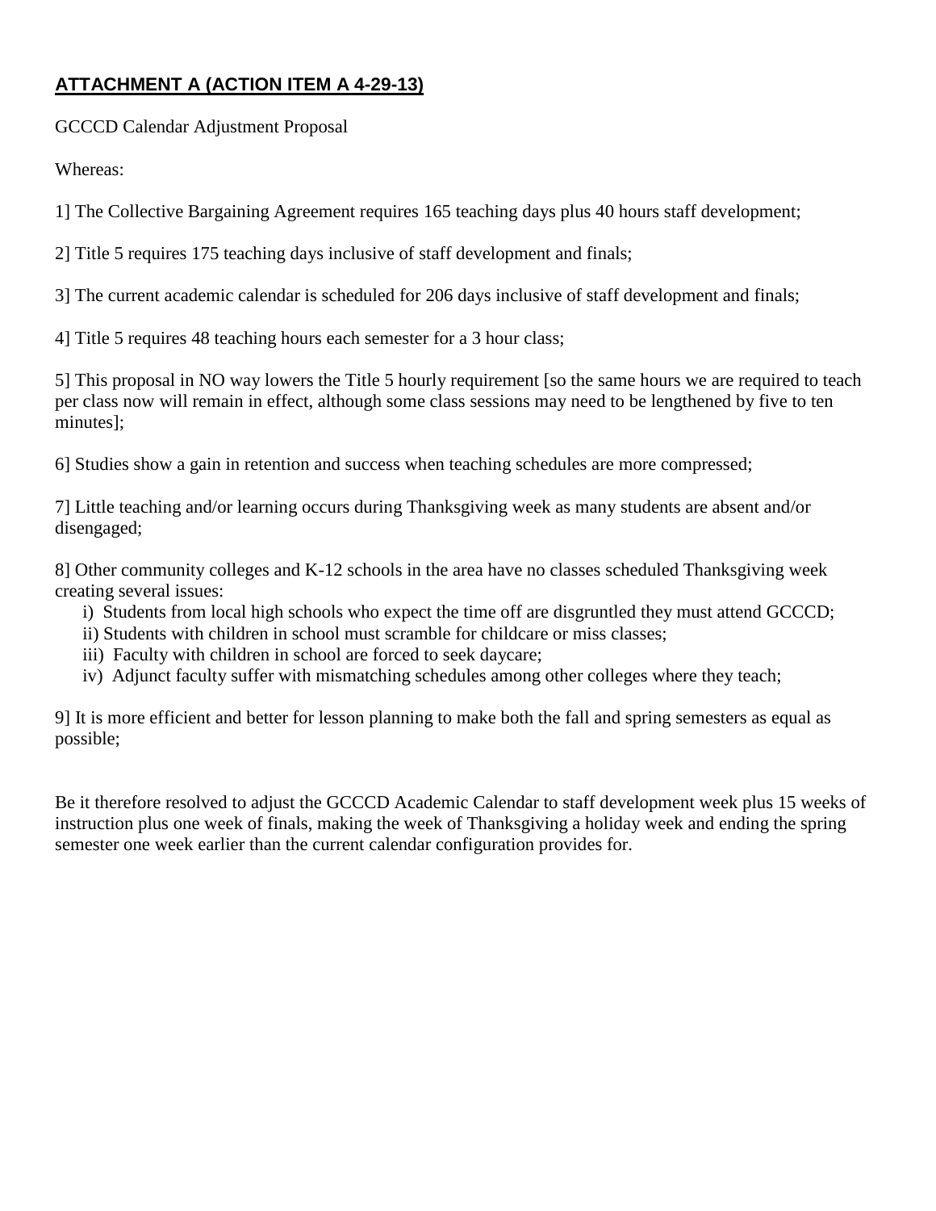**ATTACHMENT A (ACTION ITEM A 4-29-13)**

GCCCD Calendar Adjustment Proposal

Whereas:

1] The Collective Bargaining Agreement requires 165 teaching days plus 40 hours staff development;

2] Title 5 requires 175 teaching days inclusive of staff development and finals;

3] The current academic calendar is scheduled for 206 days inclusive of staff development and finals;

4] Title 5 requires 48 teaching hours each semester for a 3 hour class;

5] This proposal in NO way lowers the Title 5 hourly requirement [so the same hours we are required to teach per class now will remain in effect, although some class sessions may need to be lengthened by five to ten minutes];

6] Studies show a gain in retention and success when teaching schedules are more compressed;

7] Little teaching and/or learning occurs during Thanksgiving week as many students are absent and/or disengaged;

8] Other community colleges and K-12 schools in the area have no classes scheduled Thanksgiving week creating several issues:

- i) Students from local high schools who expect the time off are disgruntled they must attend GCCCD;
- ii) Students with children in school must scramble for childcare or miss classes;
- iii) Faculty with children in school are forced to seek daycare;
- iv) Adjunct faculty suffer with mismatching schedules among other colleges where they teach;

9] It is more efficient and better for lesson planning to make both the fall and spring semesters as equal as possible;

Be it therefore resolved to adjust the GCCCD Academic Calendar to staff development week plus 15 weeks of instruction plus one week of finals, making the week of Thanksgiving a holiday week and ending the spring semester one week earlier than the current calendar configuration provides for.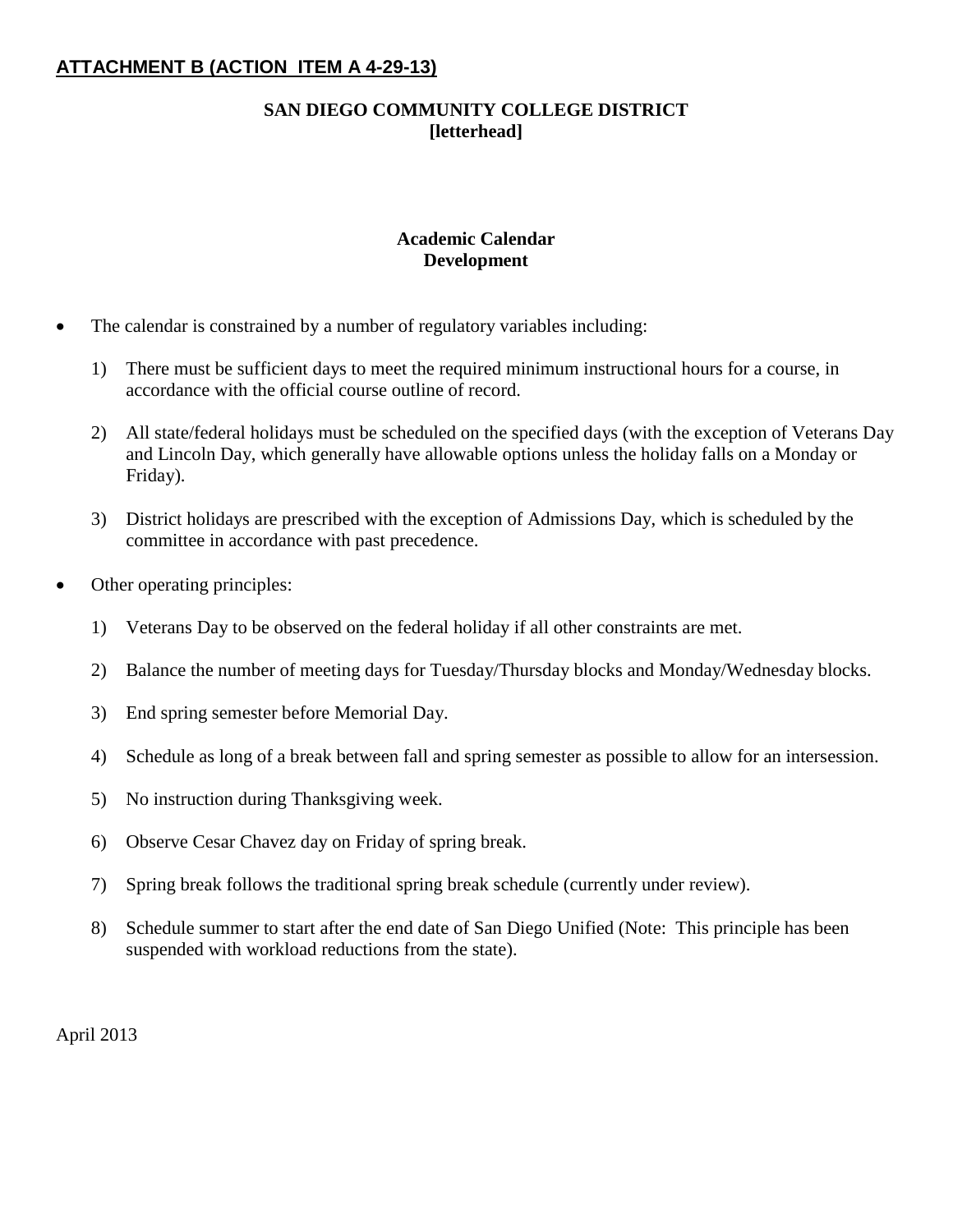**ATTACHMENT B (ACTION ITEM A 4-29-13)**

**SAN DIEGO COMMUNITY COLLEGE DISTRICT**
**[letterhead]**

## Academic Calendar Development

- The calendar is constrained by a number of regulatory variables including:

    1) There must be sufficient days to meet the required minimum instructional hours for a course, in accordance with the official course outline of record.

    2) All state/federal holidays must be scheduled on the specified days (with the exception of Veterans Day and Lincoln Day, which generally have allowable options unless the holiday falls on a Monday or Friday).

    3) District holidays are prescribed with the exception of Admissions Day, which is scheduled by the committee in accordance with past precedence.

- Other operating principles:

    1) Veterans Day to be observed on the federal holiday if all other constraints are met.

    2) Balance the number of meeting days for Tuesday/Thursday blocks and Monday/Wednesday blocks.

    3) End spring semester before Memorial Day.

    4) Schedule as long of a break between fall and spring semester as possible to allow for an intersession.

    5) No instruction during Thanksgiving week.

    6) Observe Cesar Chavez day on Friday of spring break.

    7) Spring break follows the traditional spring break schedule (currently under review).

    8) Schedule summer to start after the end date of San Diego Unified (Note: This principle has been suspended with workload reductions from the state).

April 2013